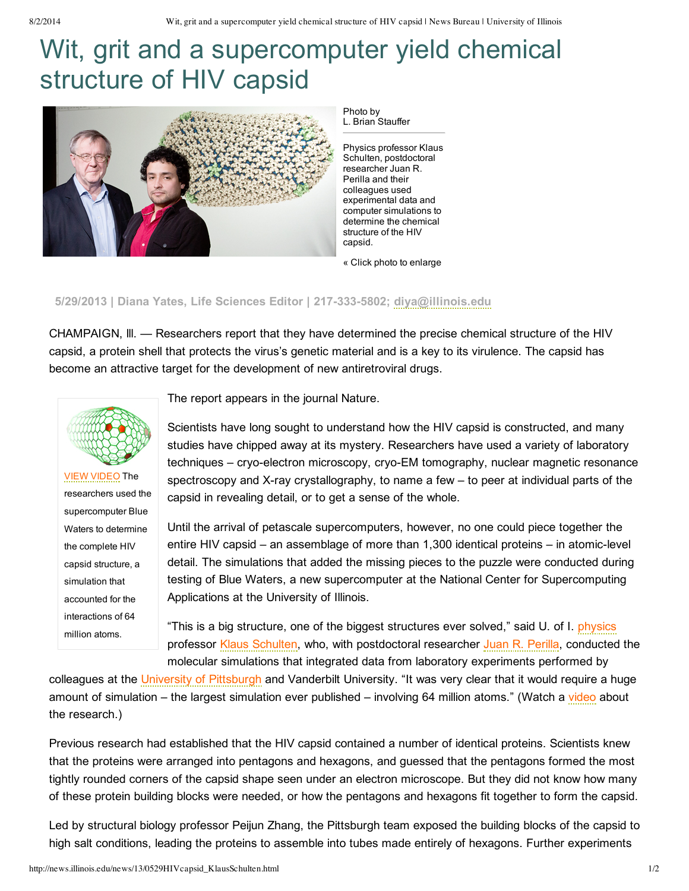# Wit, grit and a supercomputer yield chemical structure of HIV capsid

Photo by
L. Brian Stauffer

Physics professor Klaus Schulten, postdoctoral researcher Juan R. Perilla and their colleagues used experimental data and computer simulations to determine the chemical structure of the HIV capsid.

« Click photo to enlarge

**5/29/2013 | Diana Yates, Life Sciences Editor | 217-333-5802; diya@illinois.edu**

CHAMPAIGN, lll. — Researchers report that they have determined the precise chemical structure of the HIV capsid, a protein shell that protects the virus's genetic material and is a key to its virulence. The capsid has become an attractive target for the development of new antiretroviral drugs.

VIEW VIDEO The researchers used the supercomputer Blue Waters to determine the complete HIV capsid structure, a simulation that accounted for the interactions of 64 million atoms.

The report appears in the journal Nature.

Scientists have long sought to understand how the HIV capsid is constructed, and many studies have chipped away at its mystery. Researchers have used a variety of laboratory techniques – cryo-electron microscopy, cryo-EM tomography, nuclear magnetic resonance spectroscopy and X-ray crystallography, to name a few – to peer at individual parts of the capsid in revealing detail, or to get a sense of the whole.

Until the arrival of petascale supercomputers, however, no one could piece together the entire HIV capsid – an assemblage of more than 1,300 identical proteins – in atomic-level detail. The simulations that added the missing pieces to the puzzle were conducted during testing of Blue Waters, a new supercomputer at the National Center for Supercomputing Applications at the University of Illinois.

"This is a big structure, one of the biggest structures ever solved," said U. of I. physics professor Klaus Schulten, who, with postdoctoral researcher Juan R. Perilla, conducted the molecular simulations that integrated data from laboratory experiments performed by colleagues at the University of Pittsburgh and Vanderbilt University. "It was very clear that it would require a huge amount of simulation – the largest simulation ever published – involving 64 million atoms." (Watch a video about the research.)

Previous research had established that the HIV capsid contained a number of identical proteins. Scientists knew that the proteins were arranged into pentagons and hexagons, and guessed that the pentagons formed the most tightly rounded corners of the capsid shape seen under an electron microscope. But they did not know how many of these protein building blocks were needed, or how the pentagons and hexagons fit together to form the capsid.

Led by structural biology professor Peijun Zhang, the Pittsburgh team exposed the building blocks of the capsid to high salt conditions, leading the proteins to assemble into tubes made entirely of hexagons. Further experiments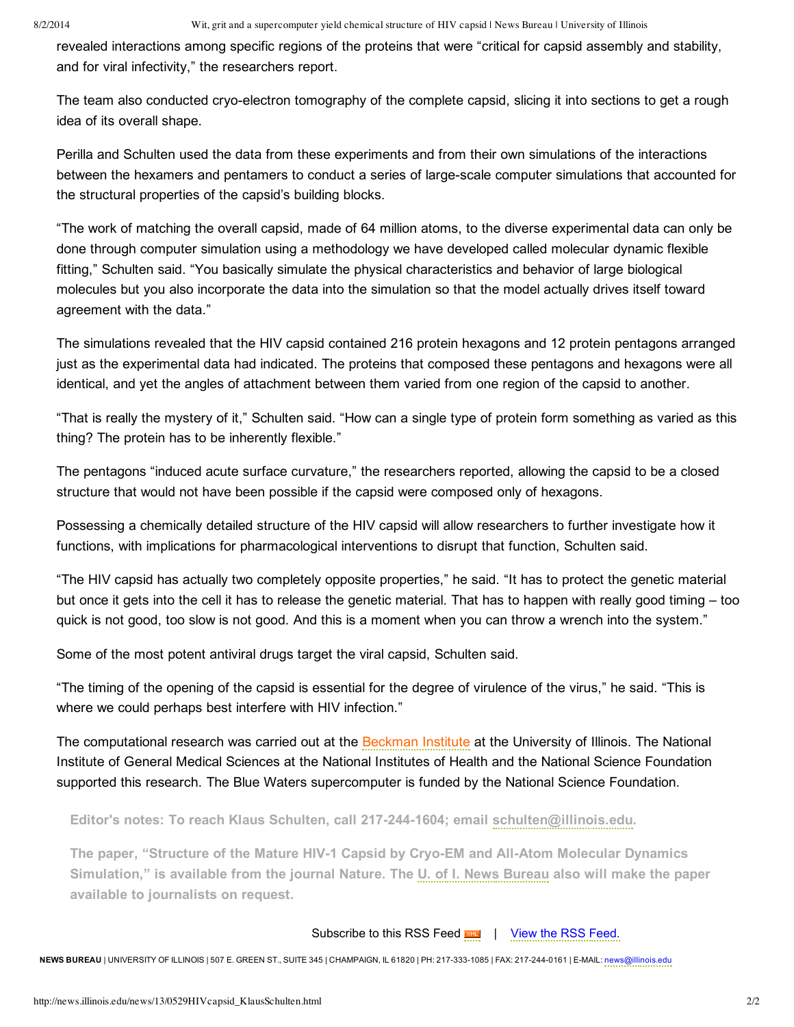revealed interactions among specific regions of the proteins that were "critical for capsid assembly and stability, and for viral infectivity," the researchers report.

The team also conducted cryo-electron tomography of the complete capsid, slicing it into sections to get a rough idea of its overall shape.

Perilla and Schulten used the data from these experiments and from their own simulations of the interactions between the hexamers and pentamers to conduct a series of large-scale computer simulations that accounted for the structural properties of the capsid's building blocks.

"The work of matching the overall capsid, made of 64 million atoms, to the diverse experimental data can only be done through computer simulation using a methodology we have developed called molecular dynamic flexible fitting," Schulten said. "You basically simulate the physical characteristics and behavior of large biological molecules but you also incorporate the data into the simulation so that the model actually drives itself toward agreement with the data."

The simulations revealed that the HIV capsid contained 216 protein hexagons and 12 protein pentagons arranged just as the experimental data had indicated. The proteins that composed these pentagons and hexagons were all identical, and yet the angles of attachment between them varied from one region of the capsid to another.

"That is really the mystery of it," Schulten said. "How can a single type of protein form something as varied as this thing? The protein has to be inherently flexible."

The pentagons "induced acute surface curvature," the researchers reported, allowing the capsid to be a closed structure that would not have been possible if the capsid were composed only of hexagons.

Possessing a chemically detailed structure of the HIV capsid will allow researchers to further investigate how it functions, with implications for pharmacological interventions to disrupt that function, Schulten said.

"The HIV capsid has actually two completely opposite properties," he said. "It has to protect the genetic material but once it gets into the cell it has to release the genetic material. That has to happen with really good timing – too quick is not good, too slow is not good. And this is a moment when you can throw a wrench into the system."

Some of the most potent antiviral drugs target the viral capsid, Schulten said.

"The timing of the opening of the capsid is essential for the degree of virulence of the virus," he said. "This is where we could perhaps best interfere with HIV infection."

The computational research was carried out at the Beckman Institute at the University of Illinois. The National Institute of General Medical Sciences at the National Institutes of Health and the National Science Foundation supported this research. The Blue Waters supercomputer is funded by the National Science Foundation.

**Editor's notes: To reach Klaus Schulten, call 217-244-1604; email schulten@illinois.edu.**

**The paper, "Structure of the Mature HIV-1 Capsid by Cryo-EM and All-Atom Molecular Dynamics Simulation," is available from the journal Nature. The U. of I. News Bureau also will make the paper available to journalists on request.**

Subscribe to this RSS Feed | View the RSS Feed.

**NEWS BUREAU** | UNIVERSITY OF ILLINOIS | 507 E. GREEN ST., SUITE 345 | CHAMPAIGN, IL 61820 | PH: 217-333-1085 | FAX: 217-244-0161 | E-MAIL: news@illinois.edu